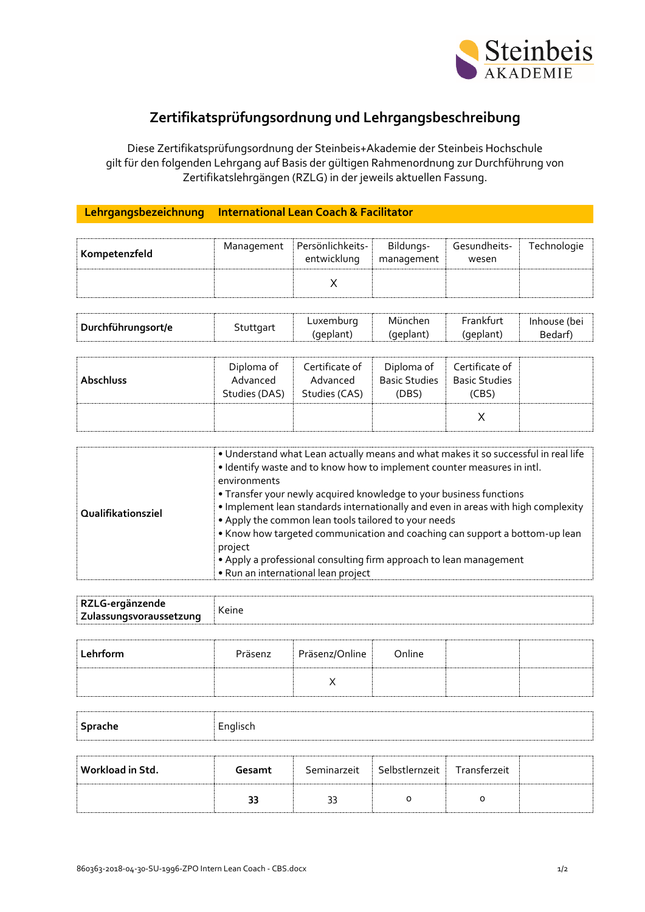# Zertifikatsprüfungsordnung und Lehrgangsbeschreibung

Diese Zertifikatsprüfungsordnung der Steinbeis+Akademie der Steinbeis Hochschule gilt für den folgenden Lehrgang auf Basis der gültigen Rahmenordnung zur Durchführung von Zertifikatslehrgängen (RZLG) in der jeweils aktuellen Fassung.

| **Lehrgangsbezeichnung** | **International Lean Coach & Facilitator** |
|---|---|

| **Kompetenzfeld** | Management | Persönlichkeits-entwicklung | Bildungs-management | Gesundheits-wesen | Technologie |
|---|---|---|---|---|---|
| | | X | | | |

| **Durchführungsort/e** | Stuttgart | Luxemburg (geplant) | München (geplant) | Frankfurt (geplant) | Inhouse (bei Bedarf) |
|---|---|---|---|---|---|

| **Abschluss** | Diploma of Advanced Studies (DAS) | Certificate of Advanced Studies (CAS) | Diploma of Basic Studies (DBS) | Certificate of Basic Studies (CBS) | |
|---|---|---|---|---|---|
| | | | | X | |

| **Qualifikationsziel** | • Understand what Lean actually means and what makes it so successful in real life<br>• Identify waste and to know how to implement counter measures in intl. environments<br>• Transfer your newly acquired knowledge to your business functions<br>• Implement lean standards internationally and even in areas with high complexity<br>• Apply the common lean tools tailored to your needs<br>• Know how targeted communication and coaching can support a bottom-up lean project<br>• Apply a professional consulting firm approach to lean management<br>• Run an international lean project |
|---|---|

| **RZLG-ergänzende Zulassungsvoraussetzung** | Keine |
|---|---|

| **Lehrform** | Präsenz | Präsenz/Online | Online | | |
|---|---|---|---|---|---|
| | | X | | | |

| **Sprache** | Englisch |
|---|---|

| **Workload in Std.** | **Gesamt** | Seminarzeit | Selbstlernzeit | Transferzeit | |
|---|---|---|---|---|---|
| | **33** | 33 | 0 | 0 | |

860363-2018-04-30-SU-1996-ZPO Intern Lean Coach - CBS.docx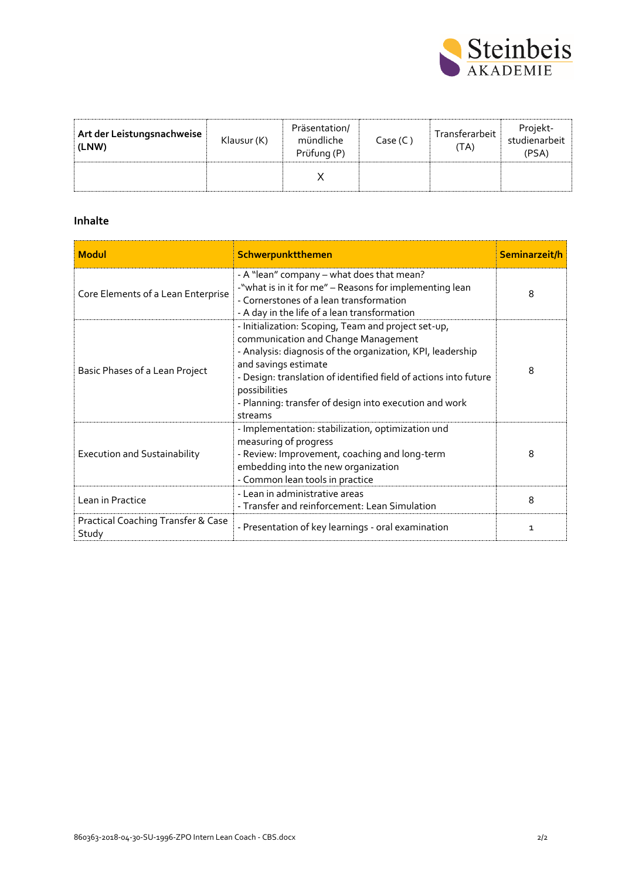| Art der Leistungsnachweise (LNW) | Klausur (K) | Präsentation/ mündliche Prüfung (P) | Case (C ) | Transferarbeit (TA) | Projekt-studienarbeit (PSA) |
|---|---|---|---|---|---|
| | | X | | | |

## Inhalte

| Modul | Schwerpunktthemen | Seminarzeit/h |
|---|---|---|
| Core Elements of a Lean Enterprise | - A "lean" company – what does that mean?<br>-"what is in it for me" – Reasons for implementing lean<br>- Cornerstones of a lean transformation<br>- A day in the life of a lean transformation | 8 |
| Basic Phases of a Lean Project | - Initialization: Scoping, Team and project set-up, communication and Change Management<br>- Analysis: diagnosis of the organization, KPI, leadership and savings estimate<br>- Design: translation of identified field of actions into future possibilities<br>- Planning: transfer of design into execution and work streams | 8 |
| Execution and Sustainability | - Implementation: stabilization, optimization und measuring of progress<br>- Review: Improvement, coaching and long-term embedding into the new organization<br>- Common lean tools in practice | 8 |
| Lean in Practice | - Lean in administrative areas<br>- Transfer and reinforcement: Lean Simulation | 8 |
| Practical Coaching Transfer & Case Study | - Presentation of key learnings - oral examination | 1 |

860363-2018-04-30-SU-1996-ZPO Intern Lean Coach - CBS.docx